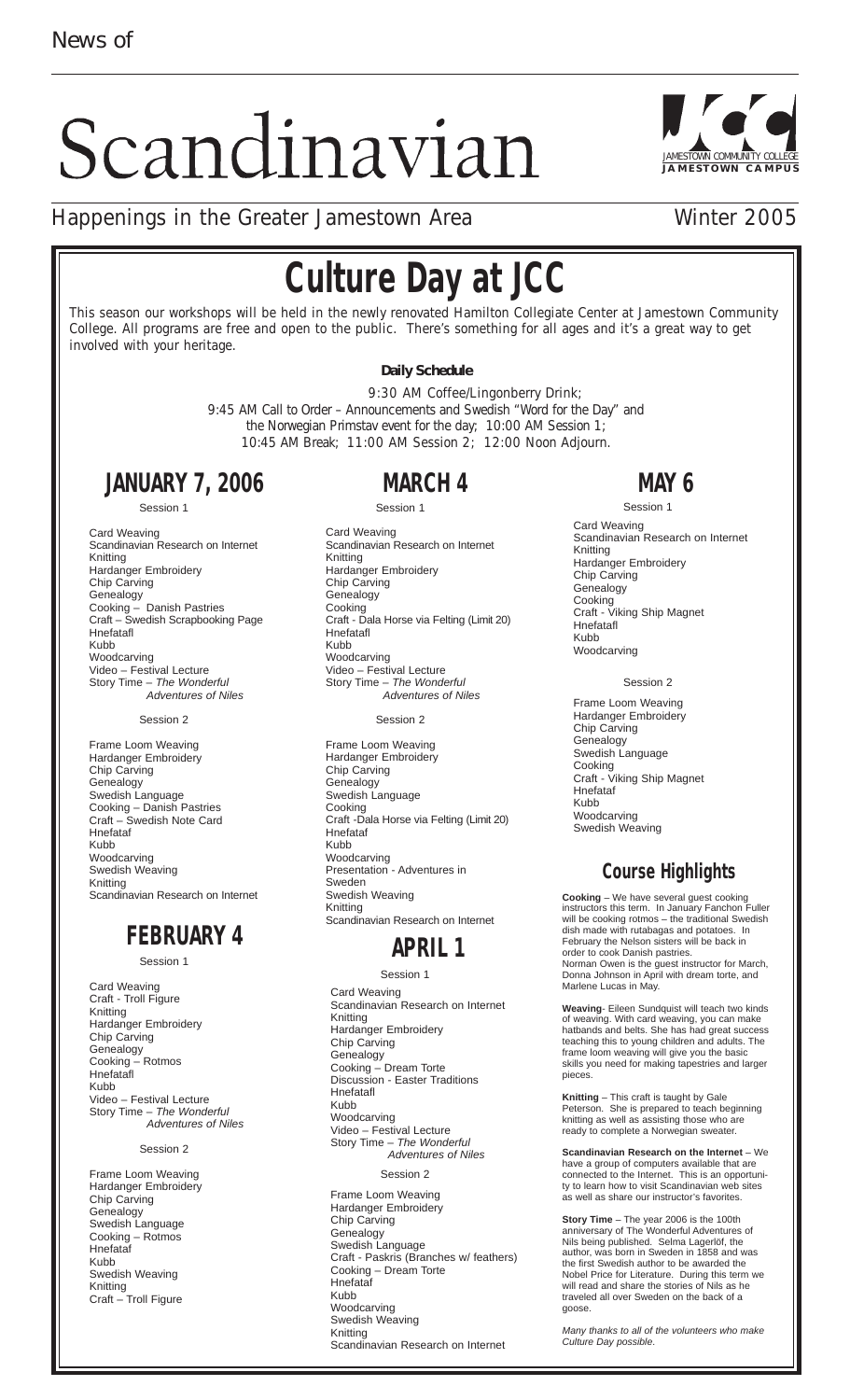News of

# Scandinavian

JAMESTOWN COMMUNITY COLLEGE
JAMESTOWN CAMPUS

Happenings in the Greater Jamestown Area — Winter 2005

# Culture Day at JCC

This season our workshops will be held in the newly renovated Hamilton Collegiate Center at Jamestown Community College. All programs are free and open to the public. There's something for all ages and it's a great way to get involved with your heritage.

**Daily Schedule**

9:30 AM Coffee/Lingonberry Drink;
9:45 AM Call to Order – Announcements and Swedish "Word for the Day" and the Norwegian Primstav event for the day; 10:00 AM Session 1;
10:45 AM Break; 11:00 AM Session 2; 12:00 Noon Adjourn.

## JANUARY 7, 2006

Session 1

- Card Weaving
- Scandinavian Research on Internet
- Knitting
- Hardanger Embroidery
- Chip Carving
- Genealogy
- Cooking – Danish Pastries
- Craft – Swedish Scrapbooking Page
- Hnefatafl
- Kubb
- Woodcarving
- Video – Festival Lecture
- Story Time – *The Wonderful Adventures of Niles*

Session 2

- Frame Loom Weaving
- Hardanger Embroidery
- Chip Carving
- Genealogy
- Swedish Language
- Cooking – Danish Pastries
- Craft – Swedish Note Card
- Hnefataf
- Kubb
- Woodcarving
- Swedish Weaving
- Knitting
- Scandinavian Research on Internet

## FEBRUARY 4

Session 1

- Card Weaving
- Craft - Troll Figure
- Knitting
- Hardanger Embroidery
- Chip Carving
- Genealogy
- Cooking – Rotmos
- Hnefatafl
- Kubb
- Video – Festival Lecture
- Story Time – *The Wonderful Adventures of Niles*

Session 2

- Frame Loom Weaving
- Hardanger Embroidery
- Chip Carving
- Genealogy
- Swedish Language
- Cooking – Rotmos
- Hnefataf
- Kubb
- Swedish Weaving
- Knitting
- Craft – Troll Figure

## MARCH 4

Session 1

- Card Weaving
- Scandinavian Research on Internet
- Knitting
- Hardanger Embroidery
- Chip Carving
- Genealogy
- Cooking
- Craft - Dala Horse via Felting (Limit 20)
- Hnefatafl
- Kubb
- Woodcarving
- Video – Festival Lecture
- Story Time – *The Wonderful Adventures of Niles*

Session 2

- Frame Loom Weaving
- Hardanger Embroidery
- Chip Carving
- Genealogy
- Swedish Language
- Cooking
- Craft -Dala Horse via Felting (Limit 20)
- Hnefataf
- Kubb
- Woodcarving
- Presentation - Adventures in Sweden
- Swedish Weaving
- Knitting
- Scandinavian Research on Internet

## APRIL 1

Session 1

- Card Weaving
- Scandinavian Research on Internet
- Knitting
- Hardanger Embroidery
- Chip Carving
- Genealogy
- Cooking – Dream Torte
- Discussion - Easter Traditions
- Hnefatafl
- Kubb
- Woodcarving
- Video – Festival Lecture
- Story Time – *The Wonderful Adventures of Niles*

Session 2

- Frame Loom Weaving
- Hardanger Embroidery
- Chip Carving
- Genealogy
- Swedish Language
- Craft - Paskris (Branches w/ feathers)
- Cooking – Dream Torte
- Hnefataf
- Kubb
- Woodcarving
- Swedish Weaving
- Knitting
- Scandinavian Research on Internet

## MAY 6

Session 1

- Card Weaving
- Scandinavian Research on Internet
- Knitting
- Hardanger Embroidery
- Chip Carving
- Genealogy
- Cooking
- Craft - Viking Ship Magnet
- Hnefatafl
- Kubb
- Woodcarving

Session 2

- Frame Loom Weaving
- Hardanger Embroidery
- Chip Carving
- Genealogy
- Swedish Language
- Cooking
- Craft - Viking Ship Magnet
- Hnefataf
- Kubb
- Woodcarving
- Swedish Weaving

## Course Highlights

**Cooking** – We have several guest cooking instructors this term. In January Fanchon Fuller will be cooking rotmos – the traditional Swedish dish made with rutabagas and potatoes. In February the Nelson sisters will be back in order to cook Danish pastries. Norman Owen is the guest instructor for March, Donna Johnson in April with dream torte, and Marlene Lucas in May.

**Weaving**- Eileen Sundquist will teach two kinds of weaving. With card weaving, you can make hatbands and belts. She has had great success teaching this to young children and adults. The frame loom weaving will give you the basic skills you need for making tapestries and larger pieces.

**Knitting** – This craft is taught by Gale Peterson. She is prepared to teach beginning knitting as well as assisting those who are ready to complete a Norwegian sweater.

**Scandinavian Research on the Internet** – We have a group of computers available that are connected to the Internet. This is an opportunity to learn how to visit Scandinavian web sites as well as share our instructor's favorites.

**Story Time** – The year 2006 is the 100th anniversary of The Wonderful Adventures of Nils being published. Selma Lagerlöf, the author, was born in Sweden in 1858 and was the first Swedish author to be awarded the Nobel Price for Literature. During this term we will read and share the stories of Nils as he traveled all over Sweden on the back of a goose.

*Many thanks to all of the volunteers who make Culture Day possible.*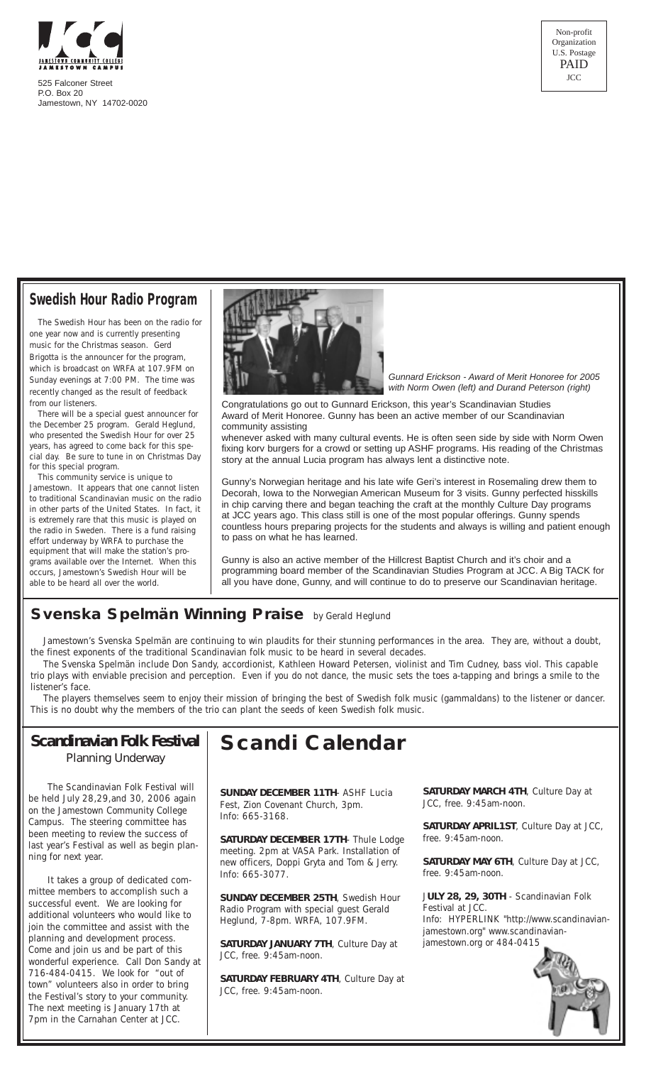525 Falconer Street
P.O. Box 20
Jamestown, NY 14702-0020

Non-profit Organization
U.S. Postage
PAID
JCC

## Swedish Hour Radio Program

The Swedish Hour has been on the radio for one year now and is currently presenting music for the Christmas season. Gerd Brigotta is the announcer for the program, which is broadcast on WRFA at 107.9FM on Sunday evenings at 7:00 PM. The time was recently changed as the result of feedback from our listeners.

There will be a special guest announcer for the December 25 program. Gerald Heglund, who presented the Swedish Hour for over 25 years, has agreed to come back for this special day. Be sure to tune in on Christmas Day for this special program.

This community service is unique to Jamestown. It appears that one cannot listen to traditional Scandinavian music on the radio in other parts of the United States. In fact, it is extremely rare that this music is played on the radio in Sweden. There is a fund raising effort underway by WRFA to purchase the equipment that will make the station's programs available over the Internet. When this occurs, Jamestown's Swedish Hour will be able to be heard all over the world.

*Gunnard Erickson - Award of Merit Honoree for 2005 with Norm Owen (left) and Durand Peterson (right)*

Congratulations go out to Gunnard Erickson, this year's Scandinavian Studies Award of Merit Honoree. Gunny has been an active member of our Scandinavian community assisting whenever asked with many cultural events. He is often seen side by side with Norm Owen fixing korv burgers for a crowd or setting up ASHF programs. His reading of the Christmas story at the annual Lucia program has always lent a distinctive note.

Gunny's Norwegian heritage and his late wife Geri's interest in Rosemaling drew them to Decorah, Iowa to the Norwegian American Museum for 3 visits. Gunny perfected hisskills in chip carving there and began teaching the craft at the monthly Culture Day programs at JCC years ago. This class still is one of the most popular offerings. Gunny spends countless hours preparing projects for the students and always is willing and patient enough to pass on what he has learned.

Gunny is also an active member of the Hillcrest Baptist Church and it's choir and a programming board member of the Scandinavian Studies Program at JCC. A Big TACK for all you have done, Gunny, and will continue to do to preserve our Scandinavian heritage.

## Svenska Spelmän Winning Praise by Gerald Heglund

Jamestown's Svenska Spelmän are continuing to win plaudits for their stunning performances in the area. They are, without a doubt, the finest exponents of the traditional Scandinavian folk music to be heard in several decades.

The Svenska Spelmän include Don Sandy, accordionist, Kathleen Howard Petersen, violinist and Tim Cudney, bass viol. This capable trio plays with enviable precision and perception. Even if you do not dance, the music sets the toes a-tapping and brings a smile to the listener's face.

The players themselves seem to enjoy their mission of bringing the best of Swedish folk music (gammaldans) to the listener or dancer. This is no doubt why the members of the trio can plant the seeds of keen Swedish folk music.

## Scandinavian Folk Festival
Planning Underway

The Scandinavian Folk Festival will be held July 28,29,and 30, 2006 again on the Jamestown Community College Campus. The steering committee has been meeting to review the success of last year's Festival as well as begin planning for next year.

It takes a group of dedicated committee members to accomplish such a successful event. We are looking for additional volunteers who would like to join the committee and assist with the planning and development process. Come and join us and be part of this wonderful experience. Call Don Sandy at 716-484-0415. We look for "out of town" volunteers also in order to bring the Festival's story to your community. The next meeting is January 17th at 7pm in the Carnahan Center at JCC.

# Scandi Calendar

**SUNDAY DECEMBER 11TH**- ASHF Lucia Fest, Zion Covenant Church, 3pm. Info: 665-3168.

**SATURDAY DECEMBER 17TH**- Thule Lodge meeting. 2pm at VASA Park. Installation of new officers, Doppi Gryta and Tom & Jerry. Info: 665-3077.

**SUNDAY DECEMBER 25TH**, Swedish Hour Radio Program with special guest Gerald Heglund, 7-8pm. WRFA, 107.9FM.

**SATURDAY JANUARY 7TH**, Culture Day at JCC, free. 9:45am-noon.

**SATURDAY FEBRUARY 4TH**, Culture Day at JCC, free. 9:45am-noon.

**SATURDAY MARCH 4TH**, Culture Day at JCC, free. 9:45am-noon.

**SATURDAY APRIL1ST**, Culture Day at JCC, free. 9:45am-noon.

**SATURDAY MAY 6TH**, Culture Day at JCC, free. 9:45am-noon.

J**ULY 28, 29, 30TH** - Scandinavian Folk Festival at JCC.
Info: HYPERLINK "http://www.scandinavian-jamestown.org" www.scandinavian-jamestown.org or 484-0415